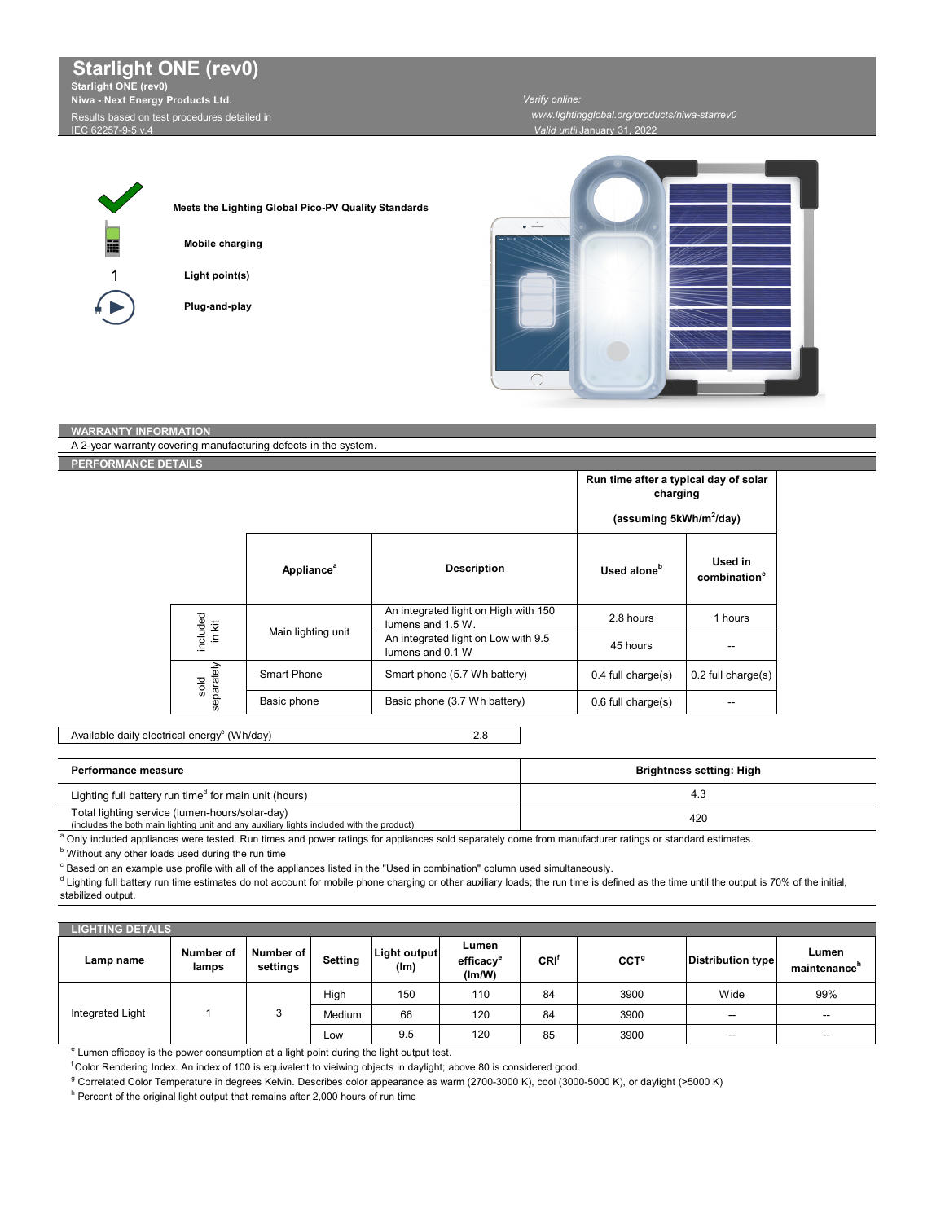# Starlight ONE (rev0)

**Starlight ONE (rev0)**
**Niwa - Next Energy Products Ltd.**
Results based on test procedures detailed in IEC 62257-9-5 v.4

*Verify online:*
www.lightingglobal.org/products/niwa-starrev0
*Valid until* January 31, 2022

**Meets the Lighting Global Pico-PV Quality Standards**

**Mobile charging**

1 **Light point(s)**

**Plug-and-play**

## WARRANTY INFORMATION

A 2-year warranty covering manufacturing defects in the system.

## PERFORMANCE DETAILS

| | Appliance[a] | Description | Run time after a typical day of solar charging (assuming 5kWh/m²/day) Used alone[b] | Used in combination[c] |
|---|---|---|---|---|
| included in kit | Main lighting unit | An integrated light on High with 150 lumens and 1.5 W. | 2.8 hours | 1 hours |
| included in kit | Main lighting unit | An integrated light on Low with 9.5 lumens and 0.1 W | 45 hours | -- |
| sold separately | Smart Phone | Smart phone (5.7 Wh battery) | 0.4 full charge(s) | 0.2 full charge(s) |
| sold separately | Basic phone | Basic phone (3.7 Wh battery) | 0.6 full charge(s) | -- |

Available daily electrical energy[c] (Wh/day): 2.8

| Performance measure | Brightness setting: High |
|---|---|
| Lighting full battery run time[d] for main unit (hours) | 4.3 |
| Total lighting service (lumen-hours/solar-day) (includes the both main lighting unit and any auxiliary lights included with the product) | 420 |

[a] Only included appliances were tested. Run times and power ratings for appliances sold separately come from manufacturer ratings or standard estimates.

[b] Without any other loads used during the run time

[c] Based on an example use profile with all of the appliances listed in the "Used in combination" column used simultaneously.

[d] Lighting full battery run time estimates do not account for mobile phone charging or other auxiliary loads; the run time is defined as the time until the output is 70% of the initial, stabilized output.

## LIGHTING DETAILS

| Lamp name | Number of lamps | Number of settings | Setting | Light output (lm) | Lumen efficacy[e] (lm/W) | CRI[f] | CCT[g] | Distribution type | Lumen maintenance[h] |
|---|---|---|---|---|---|---|---|---|---|
| Integrated Light | 1 | 3 | High | 150 | 110 | 84 | 3900 | Wide | 99% |
| | | | Medium | 66 | 120 | 84 | 3900 | -- | -- |
| | | | Low | 9.5 | 120 | 85 | 3900 | -- | -- |

[e] Lumen efficacy is the power consumption at a light point during the light output test.

[f] Color Rendering Index. An index of 100 is equivalent to vieiwing objects in daylight; above 80 is considered good.

[g] Correlated Color Temperature in degrees Kelvin. Describes color appearance as warm (2700-3000 K), cool (3000-5000 K), or daylight (>5000 K)

[h] Percent of the original light output that remains after 2,000 hours of run time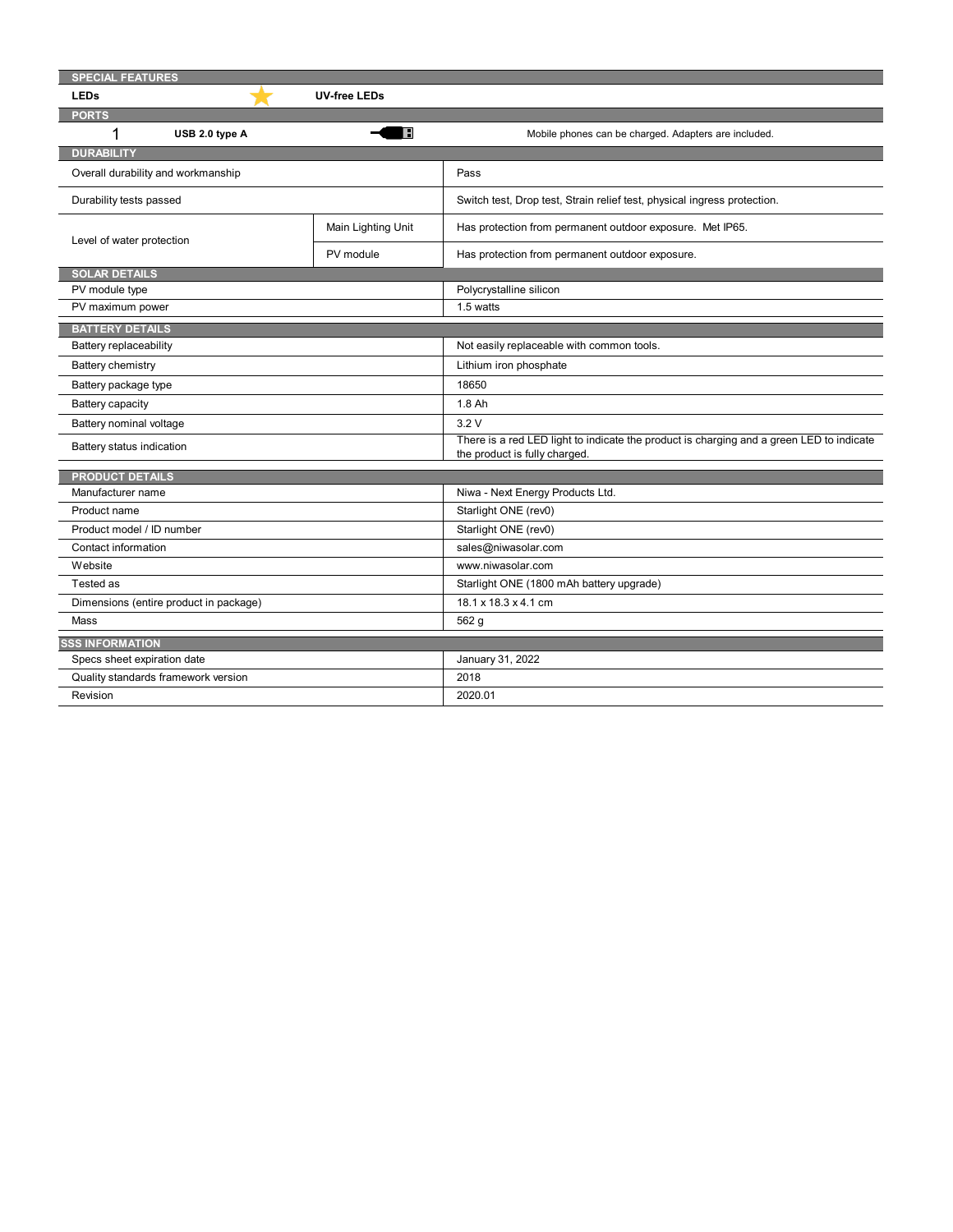| SPECIAL FEATURES | | | |
|---|---|---|---|
| **LEDs** | ★ | **UV-free LEDs** | |

| PORTS | | | |
|---|---|---|---|
| 1 | **USB 2.0 type A** | | Mobile phones can be charged. Adapters are included. |

| DURABILITY | | |
|---|---|---|
| Overall durability and workmanship | | Pass |
| Durability tests passed | | Switch test, Drop test, Strain relief test, physical ingress protection. |
| Level of water protection | Main Lighting Unit | Has protection from permanent outdoor exposure. Met IP65. |
| | PV module | Has protection from permanent outdoor exposure. |

| SOLAR DETAILS | |
|---|---|
| PV module type | Polycrystalline silicon |
| PV maximum power | 1.5 watts |

| BATTERY DETAILS | |
|---|---|
| Battery replaceability | Not easily replaceable with common tools. |
| Battery chemistry | Lithium iron phosphate |
| Battery package type | 18650 |
| Battery capacity | 1.8 Ah |
| Battery nominal voltage | 3.2 V |
| Battery status indication | There is a red LED light to indicate the product is charging and a green LED to indicate the product is fully charged. |

| PRODUCT DETAILS | |
|---|---|
| Manufacturer name | Niwa - Next Energy Products Ltd. |
| Product name | Starlight ONE (rev0) |
| Product model / ID number | Starlight ONE (rev0) |
| Contact information | sales@niwasolar.com |
| Website | www.niwasolar.com |
| Tested as | Starlight ONE (1800 mAh battery upgrade) |
| Dimensions (entire product in package) | 18.1 x 18.3 x 4.1 cm |
| Mass | 562 g |

| SSS INFORMATION | |
|---|---|
| Specs sheet expiration date | January 31, 2022 |
| Quality standards framework version | 2018 |
| Revision | 2020.01 |